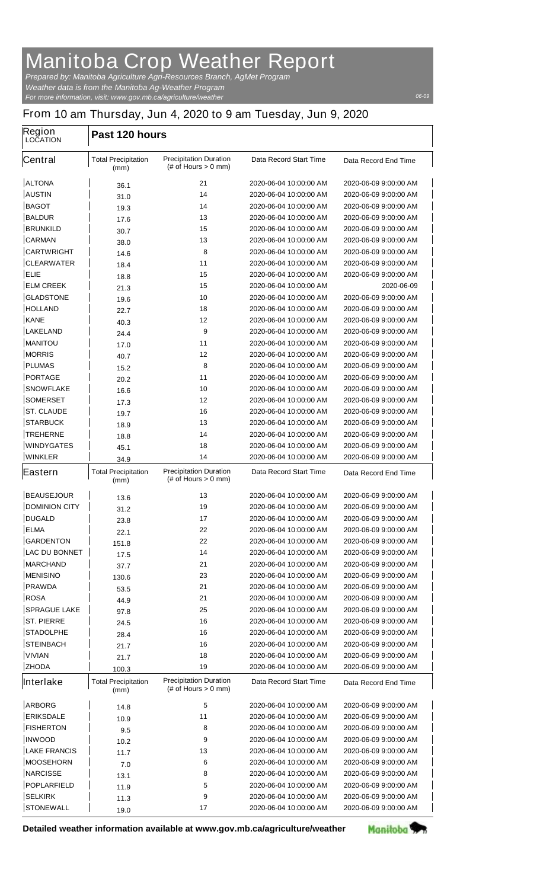# Manitoba Crop Weather Report

*Prepared by: Manitoba Agriculture Agri-Resources Branch, AgMet Program*
*Weather data is from the Manitoba Ag-Weather Program*
*For more information, visit: www.gov.mb.ca/agriculture/weather*

06-09

## From 10 am Thursday, Jun 4, 2020 to 9 am Tuesday, Jun 9, 2020

| Region LOCATION | Past 120 hours | | | |
|---|---|---|---|---|
| **Central** | Total Precipitation (mm) | Precipitation Duration (# of Hours > 0 mm) | Data Record Start Time | Data Record End Time |
| ALTONA | 36.1 | 21 | 2020-06-04 10:00:00 AM | 2020-06-09 9:00:00 AM |
| AUSTIN | 31.0 | 14 | 2020-06-04 10:00:00 AM | 2020-06-09 9:00:00 AM |
| BAGOT | 19.3 | 14 | 2020-06-04 10:00:00 AM | 2020-06-09 9:00:00 AM |
| BALDUR | 17.6 | 13 | 2020-06-04 10:00:00 AM | 2020-06-09 9:00:00 AM |
| BRUNKILD | 30.7 | 15 | 2020-06-04 10:00:00 AM | 2020-06-09 9:00:00 AM |
| CARMAN | 38.0 | 13 | 2020-06-04 10:00:00 AM | 2020-06-09 9:00:00 AM |
| CARTWRIGHT | 14.6 | 8 | 2020-06-04 10:00:00 AM | 2020-06-09 9:00:00 AM |
| CLEARWATER | 18.4 | 11 | 2020-06-04 10:00:00 AM | 2020-06-09 9:00:00 AM |
| ELIE | 18.8 | 15 | 2020-06-04 10:00:00 AM | 2020-06-09 9:00:00 AM |
| ELM CREEK | 21.3 | 15 | 2020-06-04 10:00:00 AM | 2020-06-09 |
| GLADSTONE | 19.6 | 10 | 2020-06-04 10:00:00 AM | 2020-06-09 9:00:00 AM |
| HOLLAND | 22.7 | 18 | 2020-06-04 10:00:00 AM | 2020-06-09 9:00:00 AM |
| KANE | 40.3 | 12 | 2020-06-04 10:00:00 AM | 2020-06-09 9:00:00 AM |
| LAKELAND | 24.4 | 9 | 2020-06-04 10:00:00 AM | 2020-06-09 9:00:00 AM |
| MANITOU | 17.0 | 11 | 2020-06-04 10:00:00 AM | 2020-06-09 9:00:00 AM |
| MORRIS | 40.7 | 12 | 2020-06-04 10:00:00 AM | 2020-06-09 9:00:00 AM |
| PLUMAS | 15.2 | 8 | 2020-06-04 10:00:00 AM | 2020-06-09 9:00:00 AM |
| PORTAGE | 20.2 | 11 | 2020-06-04 10:00:00 AM | 2020-06-09 9:00:00 AM |
| SNOWFLAKE | 16.6 | 10 | 2020-06-04 10:00:00 AM | 2020-06-09 9:00:00 AM |
| SOMERSET | 17.3 | 12 | 2020-06-04 10:00:00 AM | 2020-06-09 9:00:00 AM |
| ST. CLAUDE | 19.7 | 16 | 2020-06-04 10:00:00 AM | 2020-06-09 9:00:00 AM |
| STARBUCK | 18.9 | 13 | 2020-06-04 10:00:00 AM | 2020-06-09 9:00:00 AM |
| TREHERNE | 18.8 | 14 | 2020-06-04 10:00:00 AM | 2020-06-09 9:00:00 AM |
| WINDYGATES | 45.1 | 18 | 2020-06-04 10:00:00 AM | 2020-06-09 9:00:00 AM |
| WINKLER | 34.9 | 14 | 2020-06-04 10:00:00 AM | 2020-06-09 9:00:00 AM |
| **Eastern** | Total Precipitation (mm) | Precipitation Duration (# of Hours > 0 mm) | Data Record Start Time | Data Record End Time |
| BEAUSEJOUR | 13.6 | 13 | 2020-06-04 10:00:00 AM | 2020-06-09 9:00:00 AM |
| DOMINION CITY | 31.2 | 19 | 2020-06-04 10:00:00 AM | 2020-06-09 9:00:00 AM |
| DUGALD | 23.8 | 17 | 2020-06-04 10:00:00 AM | 2020-06-09 9:00:00 AM |
| ELMA | 22.1 | 22 | 2020-06-04 10:00:00 AM | 2020-06-09 9:00:00 AM |
| GARDENTON | 151.8 | 22 | 2020-06-04 10:00:00 AM | 2020-06-09 9:00:00 AM |
| LAC DU BONNET | 17.5 | 14 | 2020-06-04 10:00:00 AM | 2020-06-09 9:00:00 AM |
| MARCHAND | 37.7 | 21 | 2020-06-04 10:00:00 AM | 2020-06-09 9:00:00 AM |
| MENISINO | 130.6 | 23 | 2020-06-04 10:00:00 AM | 2020-06-09 9:00:00 AM |
| PRAWDA | 53.5 | 21 | 2020-06-04 10:00:00 AM | 2020-06-09 9:00:00 AM |
| ROSA | 44.9 | 21 | 2020-06-04 10:00:00 AM | 2020-06-09 9:00:00 AM |
| SPRAGUE LAKE | 97.8 | 25 | 2020-06-04 10:00:00 AM | 2020-06-09 9:00:00 AM |
| ST. PIERRE | 24.5 | 16 | 2020-06-04 10:00:00 AM | 2020-06-09 9:00:00 AM |
| STADOLPHE | 28.4 | 16 | 2020-06-04 10:00:00 AM | 2020-06-09 9:00:00 AM |
| STEINBACH | 21.7 | 16 | 2020-06-04 10:00:00 AM | 2020-06-09 9:00:00 AM |
| VIVIAN | 21.7 | 18 | 2020-06-04 10:00:00 AM | 2020-06-09 9:00:00 AM |
| ZHODA | 100.3 | 19 | 2020-06-04 10:00:00 AM | 2020-06-09 9:00:00 AM |
| **Interlake** | Total Precipitation (mm) | Precipitation Duration (# of Hours > 0 mm) | Data Record Start Time | Data Record End Time |
| ARBORG | 14.8 | 5 | 2020-06-04 10:00:00 AM | 2020-06-09 9:00:00 AM |
| ERIKSDALE | 10.9 | 11 | 2020-06-04 10:00:00 AM | 2020-06-09 9:00:00 AM |
| FISHERTON | 9.5 | 8 | 2020-06-04 10:00:00 AM | 2020-06-09 9:00:00 AM |
| INWOOD | 10.2 | 9 | 2020-06-04 10:00:00 AM | 2020-06-09 9:00:00 AM |
| LAKE FRANCIS | 11.7 | 13 | 2020-06-04 10:00:00 AM | 2020-06-09 9:00:00 AM |
| MOOSEHORN | 7.0 | 6 | 2020-06-04 10:00:00 AM | 2020-06-09 9:00:00 AM |
| NARCISSE | 13.1 | 8 | 2020-06-04 10:00:00 AM | 2020-06-09 9:00:00 AM |
| POPLARFIELD | 11.9 | 5 | 2020-06-04 10:00:00 AM | 2020-06-09 9:00:00 AM |
| SELKIRK | 11.3 | 9 | 2020-06-04 10:00:00 AM | 2020-06-09 9:00:00 AM |
| STONEWALL | 19.0 | 17 | 2020-06-04 10:00:00 AM | 2020-06-09 9:00:00 AM |

**Detailed weather information available at www.gov.mb.ca/agriculture/weather**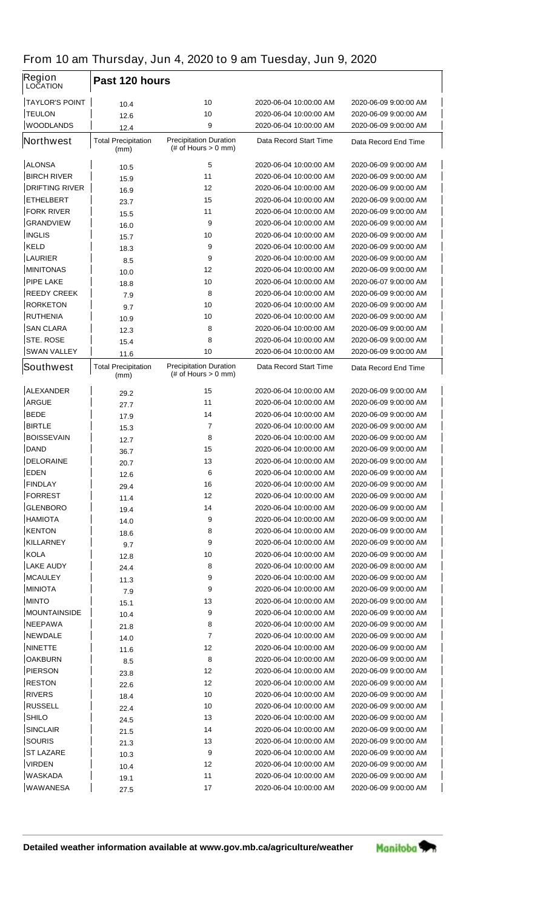## From 10 am Thursday, Jun 4, 2020 to 9 am Tuesday, Jun 9, 2020

| Region LOCATION | Past 120 hours | | | |
|---|---|---|---|---|
| TAYLOR'S POINT | 10.4 | 10 | 2020-06-04 10:00:00 AM | 2020-06-09 9:00:00 AM |
| TEULON | 12.6 | 10 | 2020-06-04 10:00:00 AM | 2020-06-09 9:00:00 AM |
| WOODLANDS | 12.4 | 9 | 2020-06-04 10:00:00 AM | 2020-06-09 9:00:00 AM |
| **Northwest** | Total Precipitation (mm) | Precipitation Duration (# of Hours > 0 mm) | Data Record Start Time | Data Record End Time |
| ALONSA | 10.5 | 5 | 2020-06-04 10:00:00 AM | 2020-06-09 9:00:00 AM |
| BIRCH RIVER | 15.9 | 11 | 2020-06-04 10:00:00 AM | 2020-06-09 9:00:00 AM |
| DRIFTING RIVER | 16.9 | 12 | 2020-06-04 10:00:00 AM | 2020-06-09 9:00:00 AM |
| ETHELBERT | 23.7 | 15 | 2020-06-04 10:00:00 AM | 2020-06-09 9:00:00 AM |
| FORK RIVER | 15.5 | 11 | 2020-06-04 10:00:00 AM | 2020-06-09 9:00:00 AM |
| GRANDVIEW | 16.0 | 9 | 2020-06-04 10:00:00 AM | 2020-06-09 9:00:00 AM |
| INGLIS | 15.7 | 10 | 2020-06-04 10:00:00 AM | 2020-06-09 9:00:00 AM |
| KELD | 18.3 | 9 | 2020-06-04 10:00:00 AM | 2020-06-09 9:00:00 AM |
| LAURIER | 8.5 | 9 | 2020-06-04 10:00:00 AM | 2020-06-09 9:00:00 AM |
| MINITONAS | 10.0 | 12 | 2020-06-04 10:00:00 AM | 2020-06-09 9:00:00 AM |
| PIPE LAKE | 18.8 | 10 | 2020-06-04 10:00:00 AM | 2020-06-07 9:00:00 AM |
| REEDY CREEK | 7.9 | 8 | 2020-06-04 10:00:00 AM | 2020-06-09 9:00:00 AM |
| RORKETON | 9.7 | 10 | 2020-06-04 10:00:00 AM | 2020-06-09 9:00:00 AM |
| RUTHENIA | 10.9 | 10 | 2020-06-04 10:00:00 AM | 2020-06-09 9:00:00 AM |
| SAN CLARA | 12.3 | 8 | 2020-06-04 10:00:00 AM | 2020-06-09 9:00:00 AM |
| STE. ROSE | 15.4 | 8 | 2020-06-04 10:00:00 AM | 2020-06-09 9:00:00 AM |
| SWAN VALLEY | 11.6 | 10 | 2020-06-04 10:00:00 AM | 2020-06-09 9:00:00 AM |
| **Southwest** | Total Precipitation (mm) | Precipitation Duration (# of Hours > 0 mm) | Data Record Start Time | Data Record End Time |
| ALEXANDER | 29.2 | 15 | 2020-06-04 10:00:00 AM | 2020-06-09 9:00:00 AM |
| ARGUE | 27.7 | 11 | 2020-06-04 10:00:00 AM | 2020-06-09 9:00:00 AM |
| BEDE | 17.9 | 14 | 2020-06-04 10:00:00 AM | 2020-06-09 9:00:00 AM |
| BIRTLE | 15.3 | 7 | 2020-06-04 10:00:00 AM | 2020-06-09 9:00:00 AM |
| BOISSEVAIN | 12.7 | 8 | 2020-06-04 10:00:00 AM | 2020-06-09 9:00:00 AM |
| DAND | 36.7 | 15 | 2020-06-04 10:00:00 AM | 2020-06-09 9:00:00 AM |
| DELORAINE | 20.7 | 13 | 2020-06-04 10:00:00 AM | 2020-06-09 9:00:00 AM |
| EDEN | 12.6 | 6 | 2020-06-04 10:00:00 AM | 2020-06-09 9:00:00 AM |
| FINDLAY | 29.4 | 16 | 2020-06-04 10:00:00 AM | 2020-06-09 9:00:00 AM |
| FORREST | 11.4 | 12 | 2020-06-04 10:00:00 AM | 2020-06-09 9:00:00 AM |
| GLENBORO | 19.4 | 14 | 2020-06-04 10:00:00 AM | 2020-06-09 9:00:00 AM |
| HAMIOTA | 14.0 | 9 | 2020-06-04 10:00:00 AM | 2020-06-09 9:00:00 AM |
| KENTON | 18.6 | 8 | 2020-06-04 10:00:00 AM | 2020-06-09 9:00:00 AM |
| KILLARNEY | 9.7 | 9 | 2020-06-04 10:00:00 AM | 2020-06-09 9:00:00 AM |
| KOLA | 12.8 | 10 | 2020-06-04 10:00:00 AM | 2020-06-09 9:00:00 AM |
| LAKE AUDY | 24.4 | 8 | 2020-06-04 10:00:00 AM | 2020-06-09 8:00:00 AM |
| MCAULEY | 11.3 | 9 | 2020-06-04 10:00:00 AM | 2020-06-09 9:00:00 AM |
| MINIOTA | 7.9 | 9 | 2020-06-04 10:00:00 AM | 2020-06-09 9:00:00 AM |
| MINTO | 15.1 | 13 | 2020-06-04 10:00:00 AM | 2020-06-09 9:00:00 AM |
| MOUNTAINSIDE | 10.4 | 9 | 2020-06-04 10:00:00 AM | 2020-06-09 9:00:00 AM |
| NEEPAWA | 21.8 | 8 | 2020-06-04 10:00:00 AM | 2020-06-09 9:00:00 AM |
| NEWDALE | 14.0 | 7 | 2020-06-04 10:00:00 AM | 2020-06-09 9:00:00 AM |
| NINETTE | 11.6 | 12 | 2020-06-04 10:00:00 AM | 2020-06-09 9:00:00 AM |
| OAKBURN | 8.5 | 8 | 2020-06-04 10:00:00 AM | 2020-06-09 9:00:00 AM |
| PIERSON | 23.8 | 12 | 2020-06-04 10:00:00 AM | 2020-06-09 9:00:00 AM |
| RESTON | 22.6 | 12 | 2020-06-04 10:00:00 AM | 2020-06-09 9:00:00 AM |
| RIVERS | 18.4 | 10 | 2020-06-04 10:00:00 AM | 2020-06-09 9:00:00 AM |
| RUSSELL | 22.4 | 10 | 2020-06-04 10:00:00 AM | 2020-06-09 9:00:00 AM |
| SHILO | 24.5 | 13 | 2020-06-04 10:00:00 AM | 2020-06-09 9:00:00 AM |
| SINCLAIR | 21.5 | 14 | 2020-06-04 10:00:00 AM | 2020-06-09 9:00:00 AM |
| SOURIS | 21.3 | 13 | 2020-06-04 10:00:00 AM | 2020-06-09 9:00:00 AM |
| ST LAZARE | 10.3 | 9 | 2020-06-04 10:00:00 AM | 2020-06-09 9:00:00 AM |
| VIRDEN | 10.4 | 12 | 2020-06-04 10:00:00 AM | 2020-06-09 9:00:00 AM |
| WASKADA | 19.1 | 11 | 2020-06-04 10:00:00 AM | 2020-06-09 9:00:00 AM |
| WAWANESA | 27.5 | 17 | 2020-06-04 10:00:00 AM | 2020-06-09 9:00:00 AM |

**Detailed weather information available at www.gov.mb.ca/agriculture/weather**

Manitoba